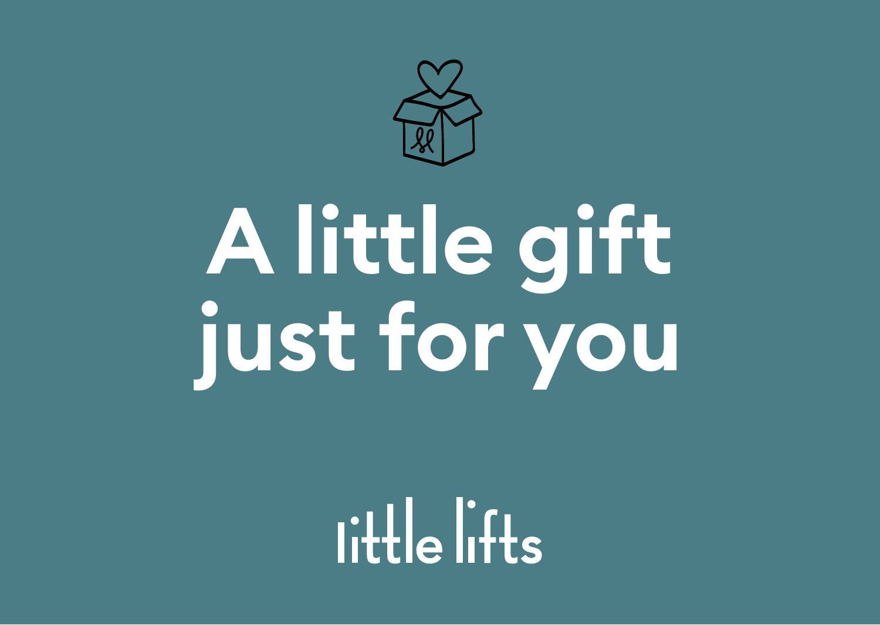# A little gift just for you

little lifts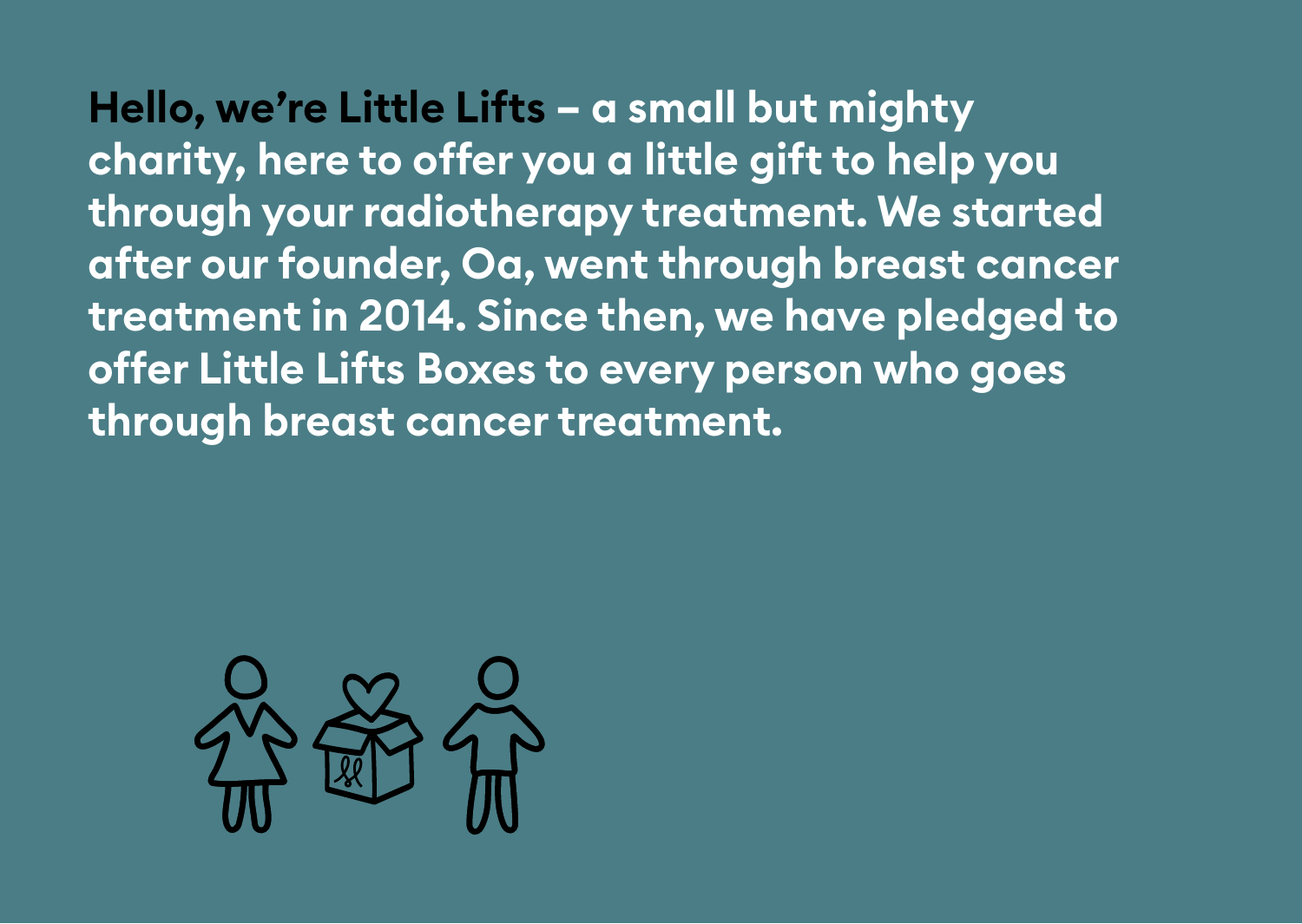**Hello, we're Little Lifts** – a small but mighty charity, here to offer you a little gift to help you through your radiotherapy treatment. We started after our founder, Oa, went through breast cancer treatment in 2014. Since then, we have pledged to offer Little Lifts Boxes to every person who goes through breast cancer treatment.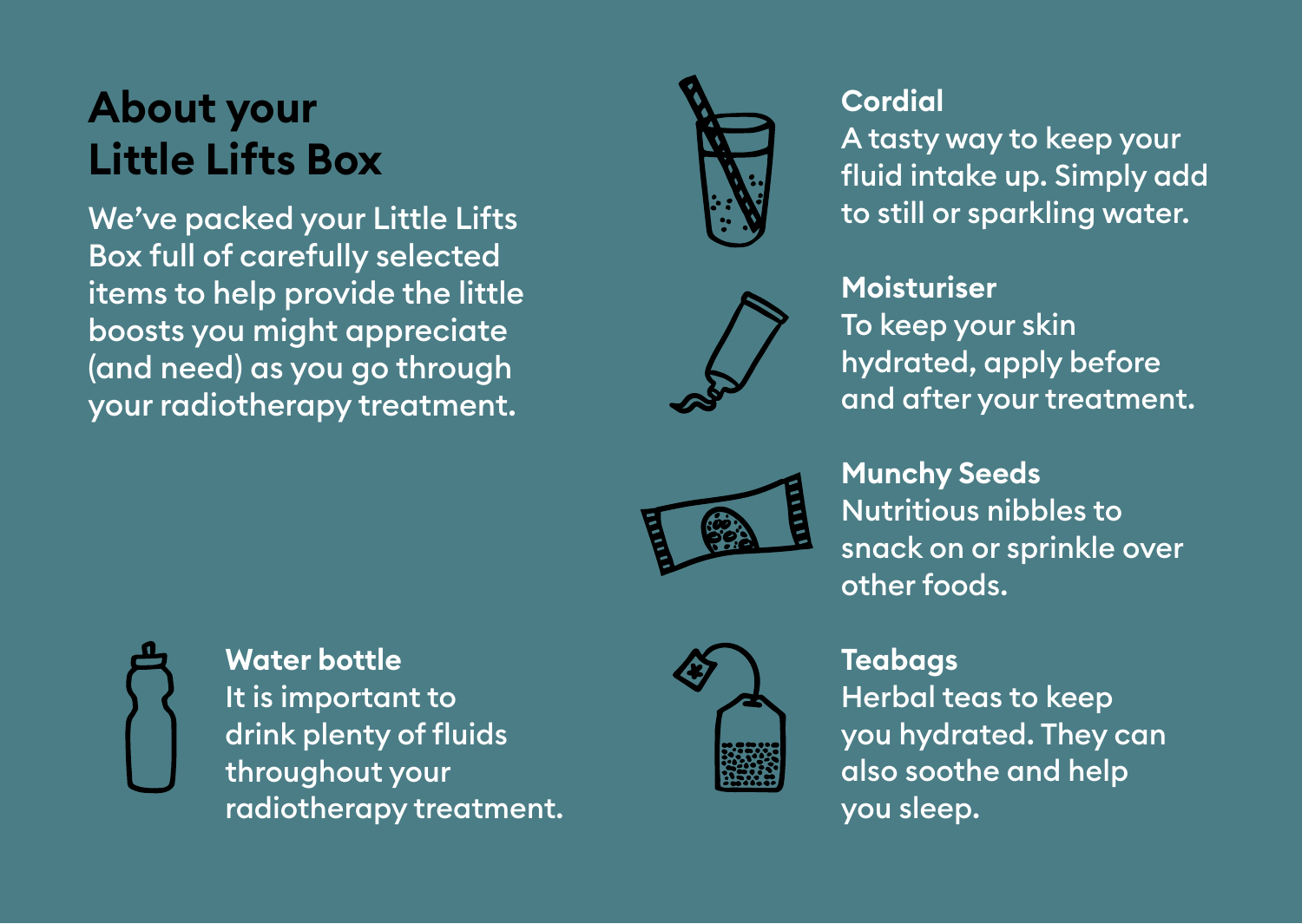# About your Little Lifts Box

We've packed your Little Lifts Box full of carefully selected items to help provide the little boosts you might appreciate (and need) as you go through your radiotherapy treatment.

**Cordial**
A tasty way to keep your fluid intake up. Simply add to still or sparkling water.

**Moisturiser**
To keep your skin hydrated, apply before and after your treatment.

**Munchy Seeds**
Nutritious nibbles to snack on or sprinkle over other foods.

**Water bottle**
It is important to drink plenty of fluids throughout your radiotherapy treatment.

**Teabags**
Herbal teas to keep you hydrated. They can also soothe and help you sleep.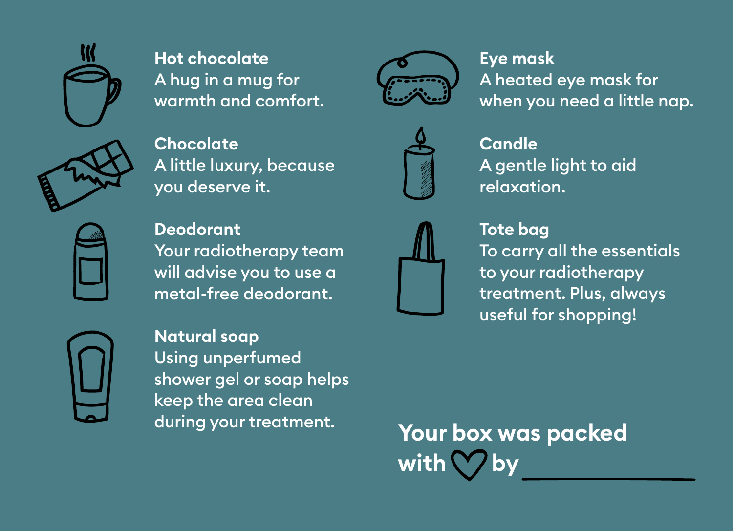**Hot chocolate**
A hug in a mug for warmth and comfort.

**Chocolate**
A little luxury, because you deserve it.

**Deodorant**
Your radiotherapy team will advise you to use a metal-free deodorant.

**Natural soap**
Using unperfumed shower gel or soap helps keep the area clean during your treatment.

**Eye mask**
A heated eye mask for when you need a little nap.

**Candle**
A gentle light to aid relaxation.

**Tote bag**
To carry all the essentials to your radiotherapy treatment. Plus, always useful for shopping!

**Your box was packed with ♡ by \_\_\_\_\_\_\_\_\_\_\_\_\_\_\_\_**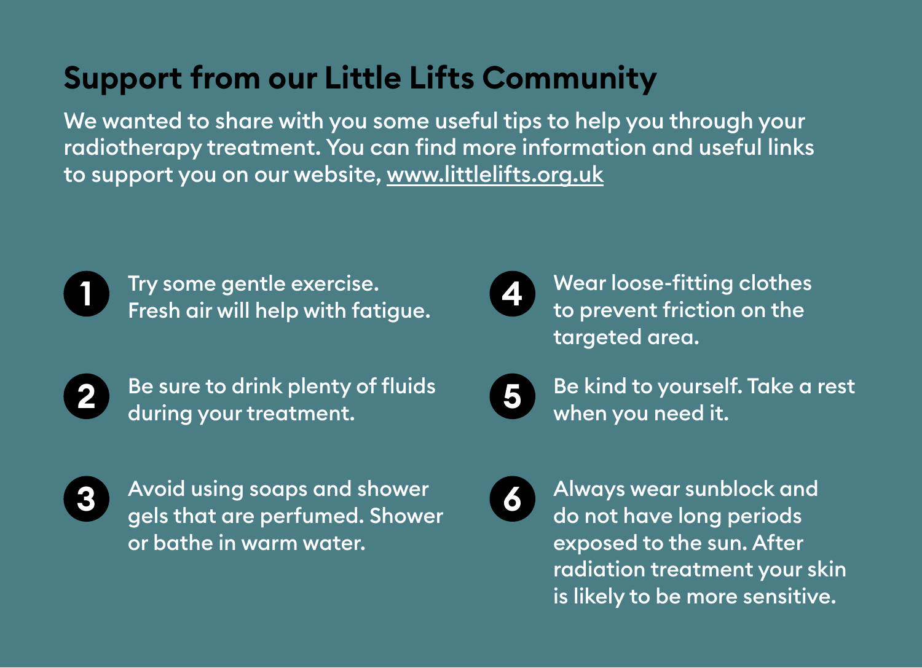# Support from our Little Lifts Community

We wanted to share with you some useful tips to help you through your radiotherapy treatment. You can find more information and useful links to support you on our website, www.littlelifts.org.uk

1. Try some gentle exercise. Fresh air will help with fatigue.
2. Be sure to drink plenty of fluids during your treatment.
3. Avoid using soaps and shower gels that are perfumed. Shower or bathe in warm water.
4. Wear loose-fitting clothes to prevent friction on the targeted area.
5. Be kind to yourself. Take a rest when you need it.
6. Always wear sunblock and do not have long periods exposed to the sun. After radiation treatment your skin is likely to be more sensitive.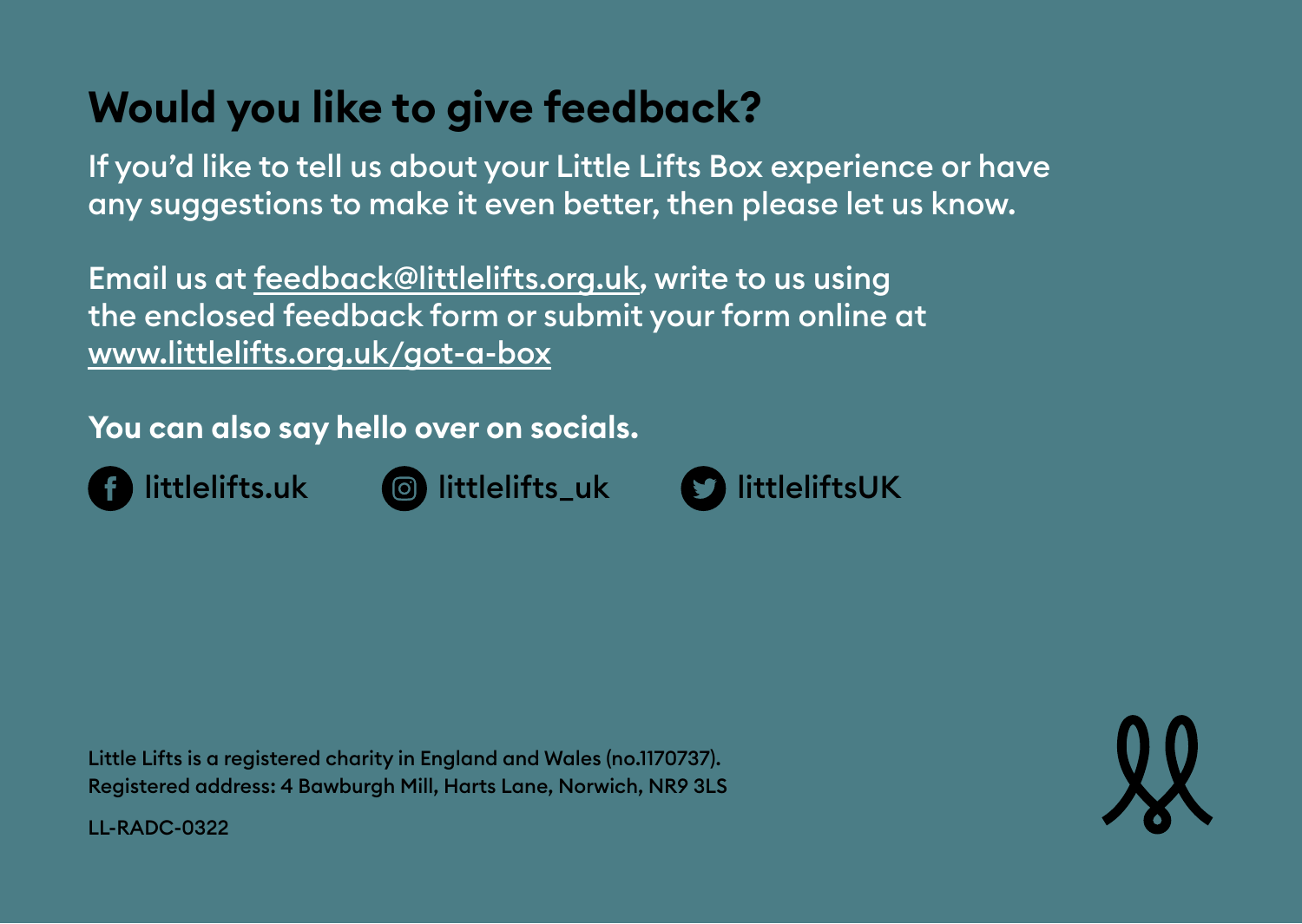# Would you like to give feedback?

If you'd like to tell us about your Little Lifts Box experience or have any suggestions to make it even better, then please let us know.

Email us at feedback@littlelifts.org.uk, write to us using the enclosed feedback form or submit your form online at www.littlelifts.org.uk/got-a-box

**You can also say hello over on socials.**

littlelifts.uk    littlelifts_uk    littleliftsUK

Little Lifts is a registered charity in England and Wales (no.1170737).
Registered address: 4 Bawburgh Mill, Harts Lane, Norwich, NR9 3LS

LL-RADC-0322